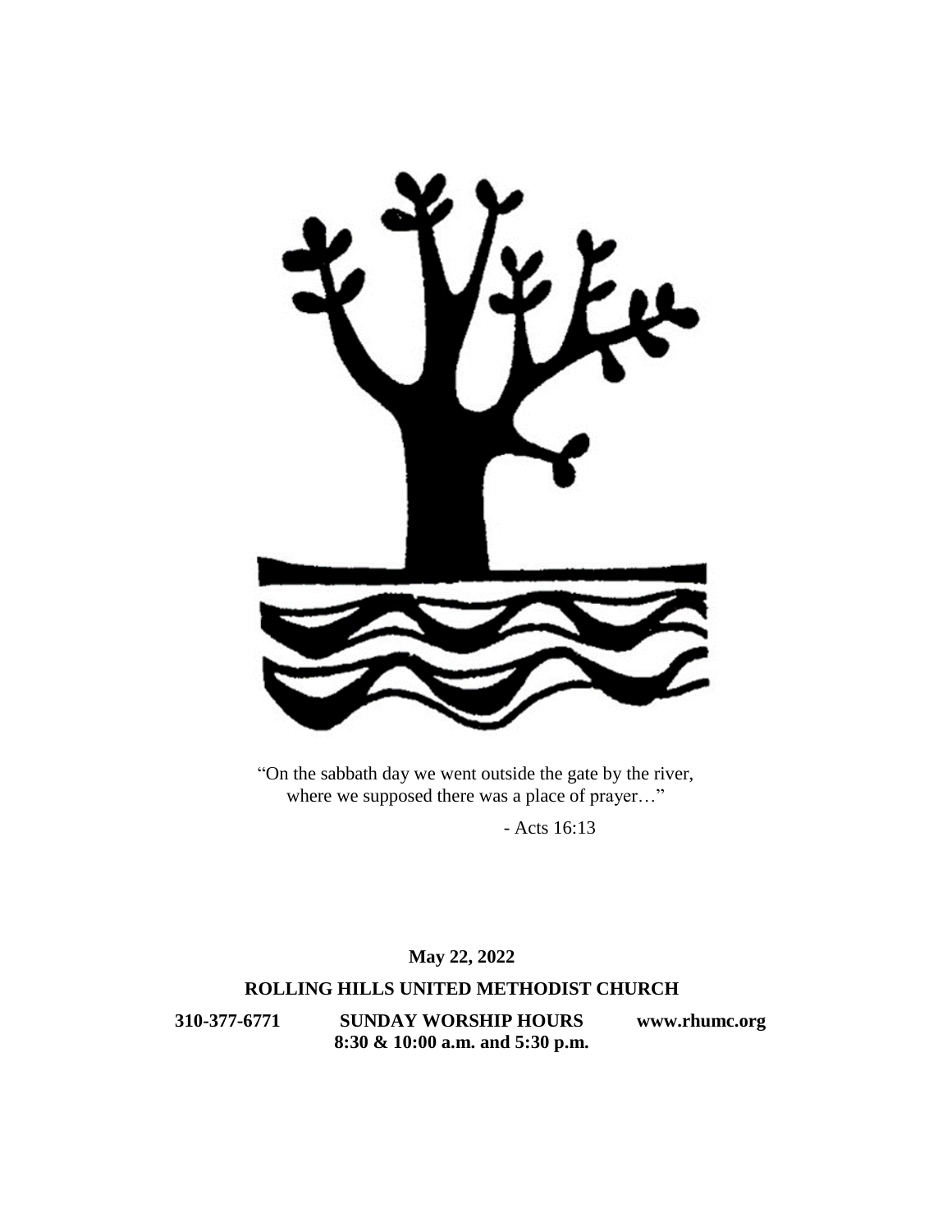"On the sabbath day we went outside the gate by the river, where we supposed there was a place of prayer…"

- Acts 16:13

**May 22, 2022**

**ROLLING HILLS UNITED METHODIST CHURCH**

**310-377-6771** **SUNDAY WORSHIP HOURS** **www.rhumc.org**

**8:30 & 10:00 a.m. and 5:30 p.m.**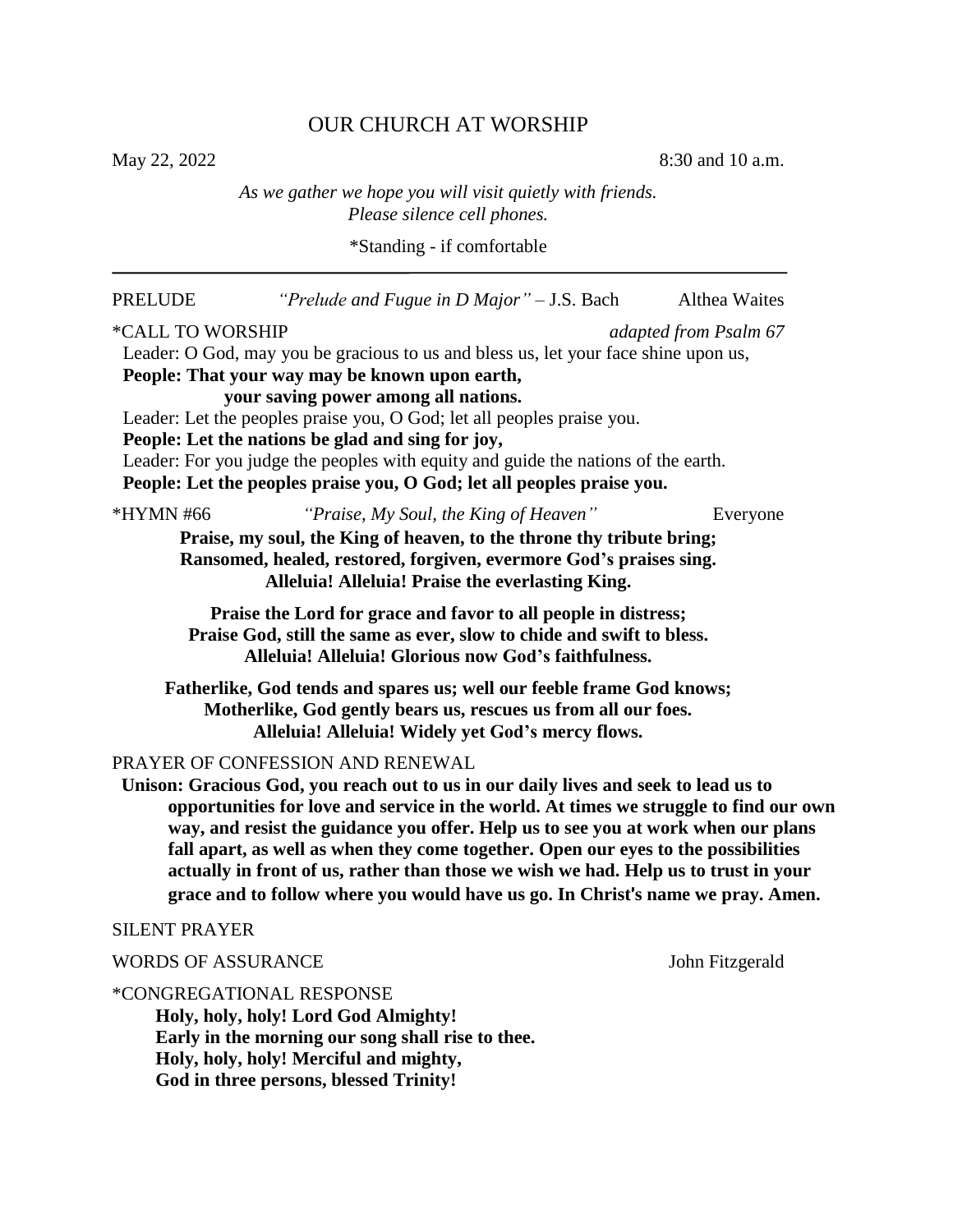# OUR CHURCH AT WORSHIP

May 22, 2022 8:30 and 10 a.m.

*As we gather we hope you will visit quietly with friends.*
*Please silence cell phones.*

*Standing - if comfortable

---

PRELUDE *"Prelude and Fugue in D Major"* – J.S. Bach Althea Waites

*CALL TO WORSHIP *adapted from Psalm 67*

Leader: O God, may you be gracious to us and bless us, let your face shine upon us,
**People: That your way may be known upon earth,**
**your saving power among all nations.**
Leader: Let the peoples praise you, O God; let all peoples praise you.
**People: Let the nations be glad and sing for joy,**
Leader: For you judge the peoples with equity and guide the nations of the earth.
**People: Let the peoples praise you, O God; let all peoples praise you.**

*HYMN #66 *"Praise, My Soul, the King of Heaven"* Everyone

**Praise, my soul, the King of heaven, to the throne thy tribute bring;**
**Ransomed, healed, restored, forgiven, evermore God's praises sing.**
**Alleluia! Alleluia! Praise the everlasting King.**

**Praise the Lord for grace and favor to all people in distress;**
**Praise God, still the same as ever, slow to chide and swift to bless.**
**Alleluia! Alleluia! Glorious now God's faithfulness.**

**Fatherlike, God tends and spares us; well our feeble frame God knows;**
**Motherlike, God gently bears us, rescues us from all our foes.**
**Alleluia! Alleluia! Widely yet God's mercy flows.**

PRAYER OF CONFESSION AND RENEWAL

**Unison: Gracious God, you reach out to us in our daily lives and seek to lead us to opportunities for love and service in the world. At times we struggle to find our own way, and resist the guidance you offer. Help us to see you at work when our plans fall apart, as well as when they come together. Open our eyes to the possibilities actually in front of us, rather than those we wish we had. Help us to trust in your grace and to follow where you would have us go. In Christ's name we pray. Amen.**

SILENT PRAYER

WORDS OF ASSURANCE John Fitzgerald

*CONGREGATIONAL RESPONSE

**Holy, holy, holy! Lord God Almighty!**
**Early in the morning our song shall rise to thee.**
**Holy, holy, holy! Merciful and mighty,**
**God in three persons, blessed Trinity!**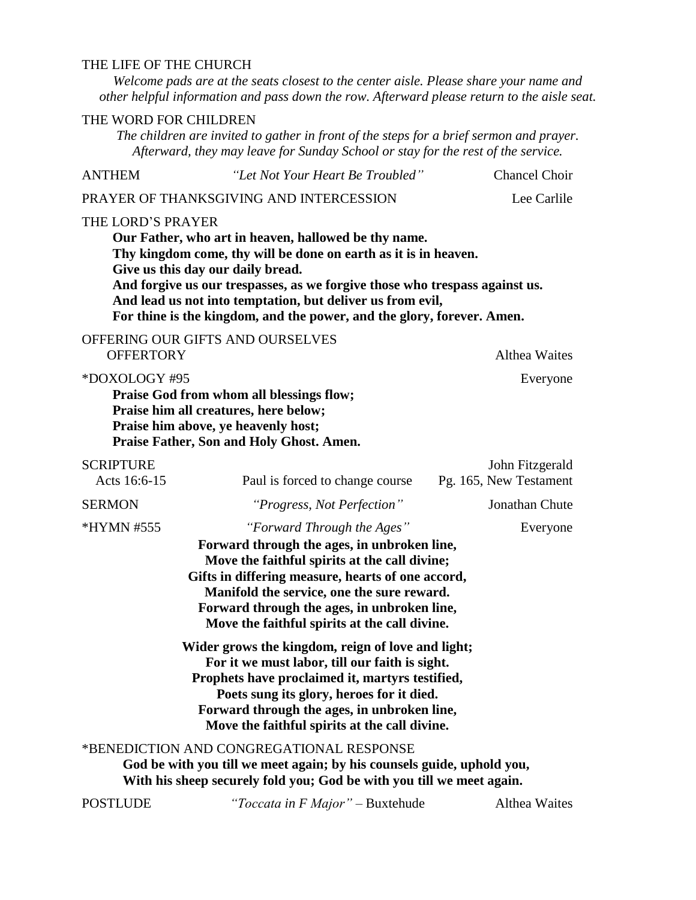THE LIFE OF THE CHURCH

*Welcome pads are at the seats closest to the center aisle. Please share your name and other helpful information and pass down the row. Afterward please return to the aisle seat.*

THE WORD FOR CHILDREN

*The children are invited to gather in front of the steps for a brief sermon and prayer. Afterward, they may leave for Sunday School or stay for the rest of the service.*

ANTHEM *"Let Not Your Heart Be Troubled"* Chancel Choir

PRAYER OF THANKSGIVING AND INTERCESSION Lee Carlile

THE LORD'S PRAYER

**Our Father, who art in heaven, hallowed be thy name.**
**Thy kingdom come, thy will be done on earth as it is in heaven.**
**Give us this day our daily bread.**
**And forgive us our trespasses, as we forgive those who trespass against us.**
**And lead us not into temptation, but deliver us from evil,**
**For thine is the kingdom, and the power, and the glory, forever. Amen.**

OFFERING OUR GIFTS AND OURSELVES

OFFERTORY Althea Waites

*DOXOLOGY #95 Everyone

**Praise God from whom all blessings flow;**
**Praise him all creatures, here below;**
**Praise him above, ye heavenly host;**
**Praise Father, Son and Holy Ghost. Amen.**

SCRIPTURE John Fitzgerald

Acts 16:6-15 Paul is forced to change course Pg. 165, New Testament

SERMON *"Progress, Not Perfection"* Jonathan Chute

*HYMN #555 *"Forward Through the Ages"* Everyone

**Forward through the ages, in unbroken line,**
**Move the faithful spirits at the call divine;**
**Gifts in differing measure, hearts of one accord,**
**Manifold the service, one the sure reward.**
**Forward through the ages, in unbroken line,**
**Move the faithful spirits at the call divine.**

**Wider grows the kingdom, reign of love and light;**
**For it we must labor, till our faith is sight.**
**Prophets have proclaimed it, martyrs testified,**
**Poets sung its glory, heroes for it died.**
**Forward through the ages, in unbroken line,**
**Move the faithful spirits at the call divine.**

*BENEDICTION AND CONGREGATIONAL RESPONSE

**God be with you till we meet again; by his counsels guide, uphold you,**
**With his sheep securely fold you; God be with you till we meet again.**

POSTLUDE *"Toccata in F Major"* – Buxtehude Althea Waites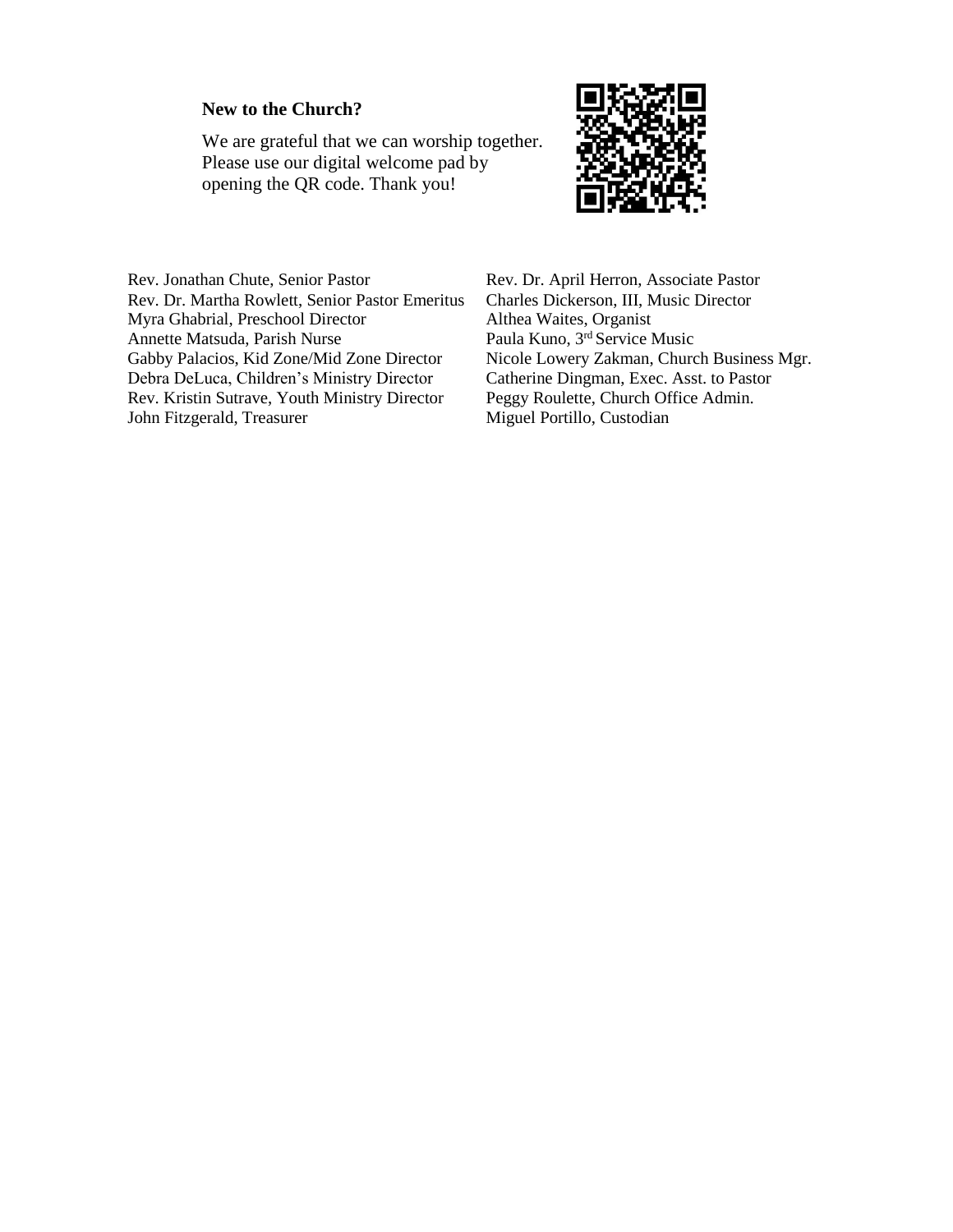**New to the Church?**

We are grateful that we can worship together. Please use our digital welcome pad by opening the QR code. Thank you!

Rev. Jonathan Chute, Senior Pastor
Rev. Dr. Martha Rowlett, Senior Pastor Emeritus
Myra Ghabrial, Preschool Director
Annette Matsuda, Parish Nurse
Gabby Palacios, Kid Zone/Mid Zone Director
Debra DeLuca, Children's Ministry Director
Rev. Kristin Sutrave, Youth Ministry Director
John Fitzgerald, Treasurer

Rev. Dr. April Herron, Associate Pastor
Charles Dickerson, III, Music Director
Althea Waites, Organist
Paula Kuno, 3rd Service Music
Nicole Lowery Zakman, Church Business Mgr.
Catherine Dingman, Exec. Asst. to Pastor
Peggy Roulette, Church Office Admin.
Miguel Portillo, Custodian